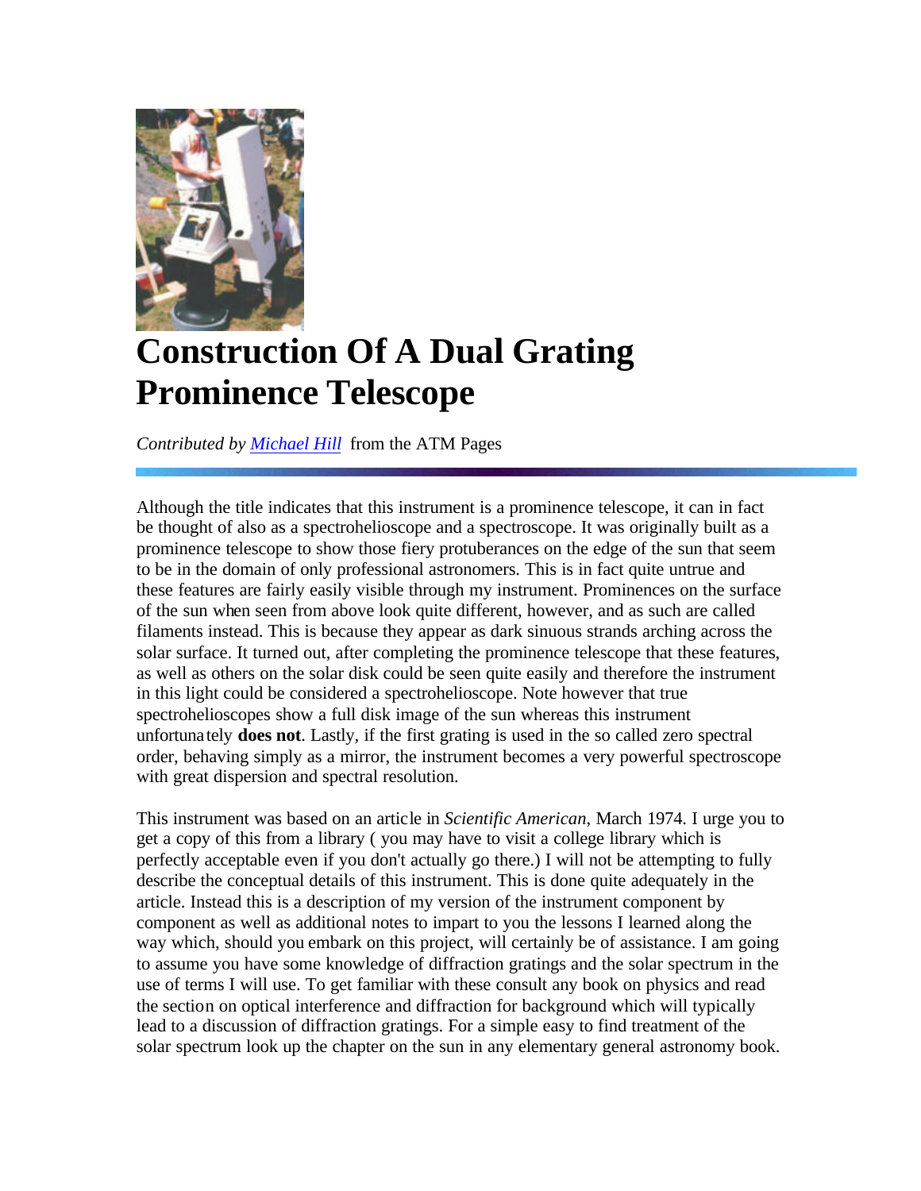# Construction Of A Dual Grating Prominence Telescope

*Contributed by [Michael Hill](#)* from the ATM Pages

Although the title indicates that this instrument is a prominence telescope, it can in fact be thought of also as a spectrohelioscope and a spectroscope. It was originally built as a prominence telescope to show those fiery protuberances on the edge of the sun that seem to be in the domain of only professional astronomers. This is in fact quite untrue and these features are fairly easily visible through my instrument. Prominences on the surface of the sun when seen from above look quite different, however, and as such are called filaments instead. This is because they appear as dark sinuous strands arching across the solar surface. It turned out, after completing the prominence telescope that these features, as well as others on the solar disk could be seen quite easily and therefore the instrument in this light could be considered a spectrohelioscope. Note however that true spectrohelioscopes show a full disk image of the sun whereas this instrument unfortunately **does not**. Lastly, if the first grating is used in the so called zero spectral order, behaving simply as a mirror, the instrument becomes a very powerful spectroscope with great dispersion and spectral resolution.

This instrument was based on an article in *Scientific American*, March 1974. I urge you to get a copy of this from a library ( you may have to visit a college library which is perfectly acceptable even if you don't actually go there.) I will not be attempting to fully describe the conceptual details of this instrument. This is done quite adequately in the article. Instead this is a description of my version of the instrument component by component as well as additional notes to impart to you the lessons I learned along the way which, should you embark on this project, will certainly be of assistance. I am going to assume you have some knowledge of diffraction gratings and the solar spectrum in the use of terms I will use. To get familiar with these consult any book on physics and read the section on optical interference and diffraction for background which will typically lead to a discussion of diffraction gratings. For a simple easy to find treatment of the solar spectrum look up the chapter on the sun in any elementary general astronomy book.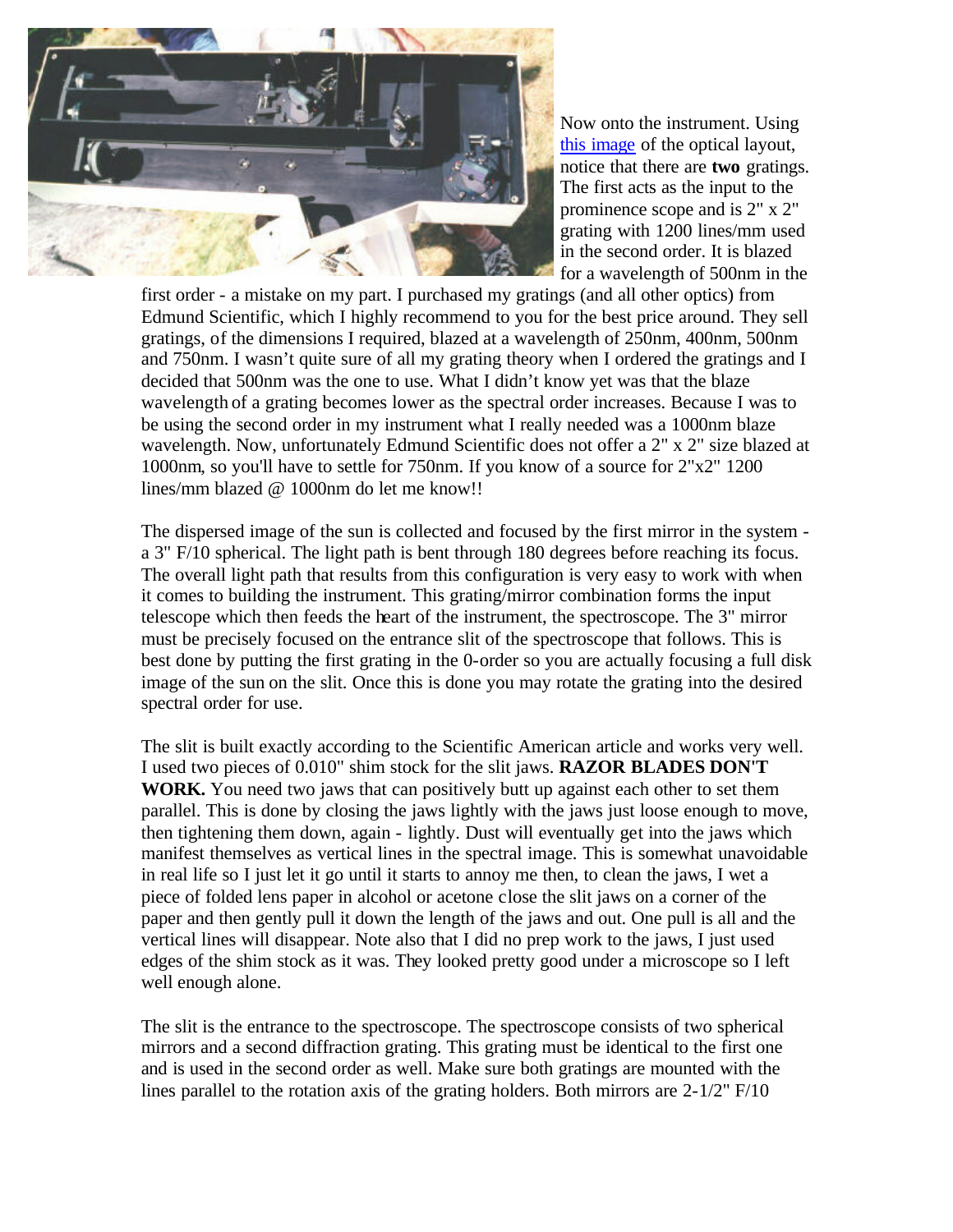Now onto the instrument. Using [this image](#) of the optical layout, notice that there are **two** gratings. The first acts as the input to the prominence scope and is 2" x 2" grating with 1200 lines/mm used in the second order. It is blazed for a wavelength of 500nm in the first order - a mistake on my part. I purchased my gratings (and all other optics) from Edmund Scientific, which I highly recommend to you for the best price around. They sell gratings, of the dimensions I required, blazed at a wavelength of 250nm, 400nm, 500nm and 750nm. I wasn't quite sure of all my grating theory when I ordered the gratings and I decided that 500nm was the one to use. What I didn't know yet was that the blaze wavelength of a grating becomes lower as the spectral order increases. Because I was to be using the second order in my instrument what I really needed was a 1000nm blaze wavelength. Now, unfortunately Edmund Scientific does not offer a 2" x 2" size blazed at 1000nm, so you'll have to settle for 750nm. If you know of a source for 2"x2" 1200 lines/mm blazed @ 1000nm do let me know!!

The dispersed image of the sun is collected and focused by the first mirror in the system - a 3" F/10 spherical. The light path is bent through 180 degrees before reaching its focus. The overall light path that results from this configuration is very easy to work with when it comes to building the instrument. This grating/mirror combination forms the input telescope which then feeds the heart of the instrument, the spectroscope. The 3" mirror must be precisely focused on the entrance slit of the spectroscope that follows. This is best done by putting the first grating in the 0-order so you are actually focusing a full disk image of the sun on the slit. Once this is done you may rotate the grating into the desired spectral order for use.

The slit is built exactly according to the Scientific American article and works very well. I used two pieces of 0.010" shim stock for the slit jaws. **RAZOR BLADES DON'T WORK.** You need two jaws that can positively butt up against each other to set them parallel. This is done by closing the jaws lightly with the jaws just loose enough to move, then tightening them down, again - lightly. Dust will eventually get into the jaws which manifest themselves as vertical lines in the spectral image. This is somewhat unavoidable in real life so I just let it go until it starts to annoy me then, to clean the jaws, I wet a piece of folded lens paper in alcohol or acetone close the slit jaws on a corner of the paper and then gently pull it down the length of the jaws and out. One pull is all and the vertical lines will disappear. Note also that I did no prep work to the jaws, I just used edges of the shim stock as it was. They looked pretty good under a microscope so I left well enough alone.

The slit is the entrance to the spectroscope. The spectroscope consists of two spherical mirrors and a second diffraction grating. This grating must be identical to the first one and is used in the second order as well. Make sure both gratings are mounted with the lines parallel to the rotation axis of the grating holders. Both mirrors are 2-1/2" F/10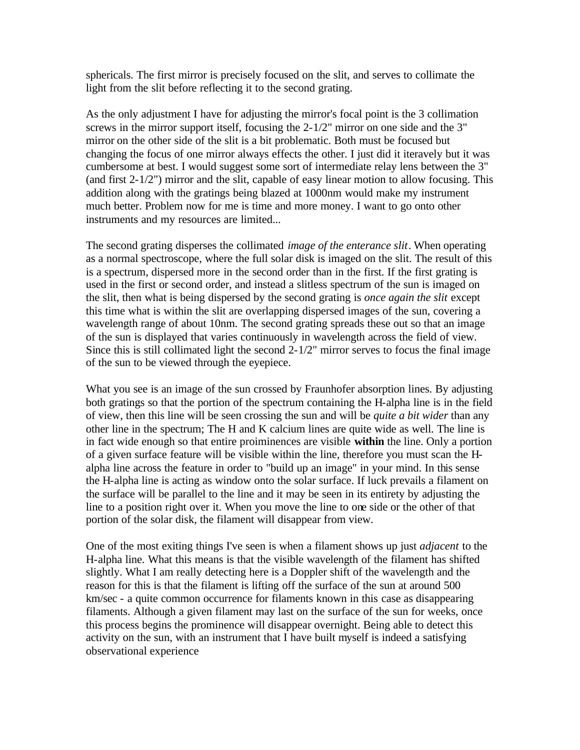sphericals. The first mirror is precisely focused on the slit, and serves to collimate the light from the slit before reflecting it to the second grating.

As the only adjustment I have for adjusting the mirror's focal point is the 3 collimation screws in the mirror support itself, focusing the 2-1/2" mirror on one side and the 3" mirror on the other side of the slit is a bit problematic. Both must be focused but changing the focus of one mirror always effects the other. I just did it iteravely but it was cumbersome at best. I would suggest some sort of intermediate relay lens between the 3" (and first 2-1/2") mirror and the slit, capable of easy linear motion to allow focusing. This addition along with the gratings being blazed at 1000nm would make my instrument much better. Problem now for me is time and more money. I want to go onto other instruments and my resources are limited...

The second grating disperses the collimated *image of the enterance slit*. When operating as a normal spectroscope, where the full solar disk is imaged on the slit. The result of this is a spectrum, dispersed more in the second order than in the first. If the first grating is used in the first or second order, and instead a slitless spectrum of the sun is imaged on the slit, then what is being dispersed by the second grating is *once again the slit* except this time what is within the slit are overlapping dispersed images of the sun, covering a wavelength range of about 10nm. The second grating spreads these out so that an image of the sun is displayed that varies continuously in wavelength across the field of view. Since this is still collimated light the second 2-1/2" mirror serves to focus the final image of the sun to be viewed through the eyepiece.

What you see is an image of the sun crossed by Fraunhofer absorption lines. By adjusting both gratings so that the portion of the spectrum containing the H-alpha line is in the field of view, then this line will be seen crossing the sun and will be *quite a bit wider* than any other line in the spectrum; The H and K calcium lines are quite wide as well. The line is in fact wide enough so that entire proiminences are visible **within** the line. Only a portion of a given surface feature will be visible within the line, therefore you must scan the H-alpha line across the feature in order to "build up an image" in your mind. In this sense the H-alpha line is acting as window onto the solar surface. If luck prevails a filament on the surface will be parallel to the line and it may be seen in its entirety by adjusting the line to a position right over it. When you move the line to one side or the other of that portion of the solar disk, the filament will disappear from view.

One of the most exiting things I've seen is when a filament shows up just *adjacent* to the H-alpha line. What this means is that the visible wavelength of the filament has shifted slightly. What I am really detecting here is a Doppler shift of the wavelength and the reason for this is that the filament is lifting off the surface of the sun at around 500 km/sec - a quite common occurrence for filaments known in this case as disappearing filaments. Although a given filament may last on the surface of the sun for weeks, once this process begins the prominence will disappear overnight. Being able to detect this activity on the sun, with an instrument that I have built myself is indeed a satisfying observational experience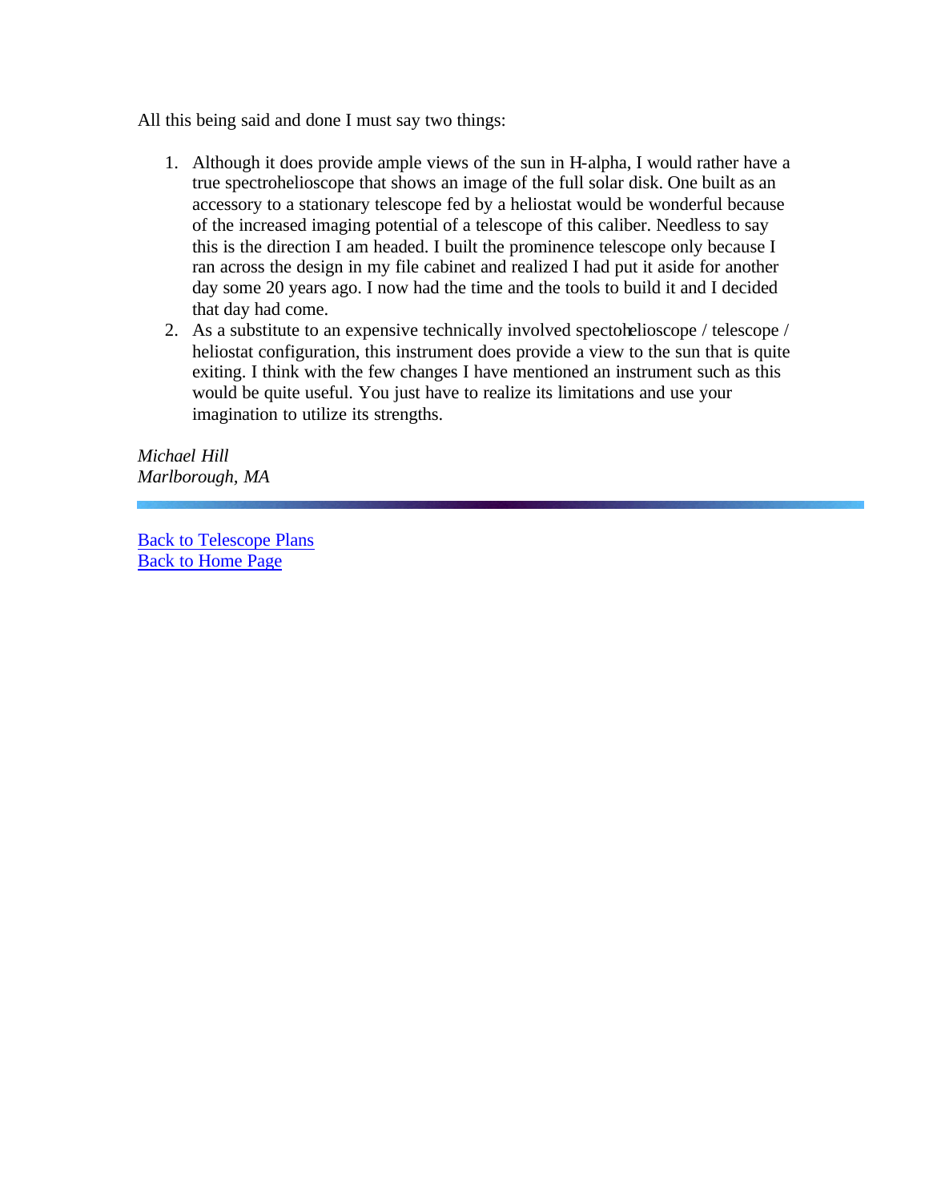All this being said and done I must say two things:

1. Although it does provide ample views of the sun in H-alpha, I would rather have a true spectrohelioscope that shows an image of the full solar disk. One built as an accessory to a stationary telescope fed by a heliostat would be wonderful because of the increased imaging potential of a telescope of this caliber. Needless to say this is the direction I am headed. I built the prominence telescope only because I ran across the design in my file cabinet and realized I had put it aside for another day some 20 years ago. I now had the time and the tools to build it and I decided that day had come.
2. As a substitute to an expensive technically involved spectohelioscope / telescope / heliostat configuration, this instrument does provide a view to the sun that is quite exiting. I think with the few changes I have mentioned an instrument such as this would be quite useful. You just have to realize its limitations and use your imagination to utilize its strengths.

*Michael Hill*
*Marlborough, MA*

---

Back to Telescope Plans
Back to Home Page